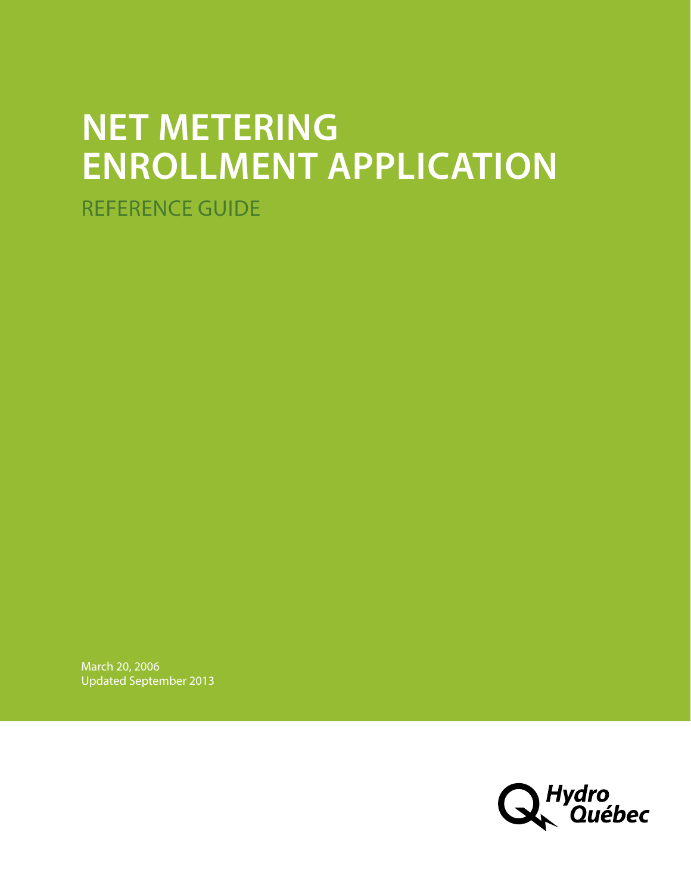# NET METERING ENROLLMENT APPLICATION

## REFERENCE GUIDE

March 20, 2006
Updated September 2013

Hydro Québec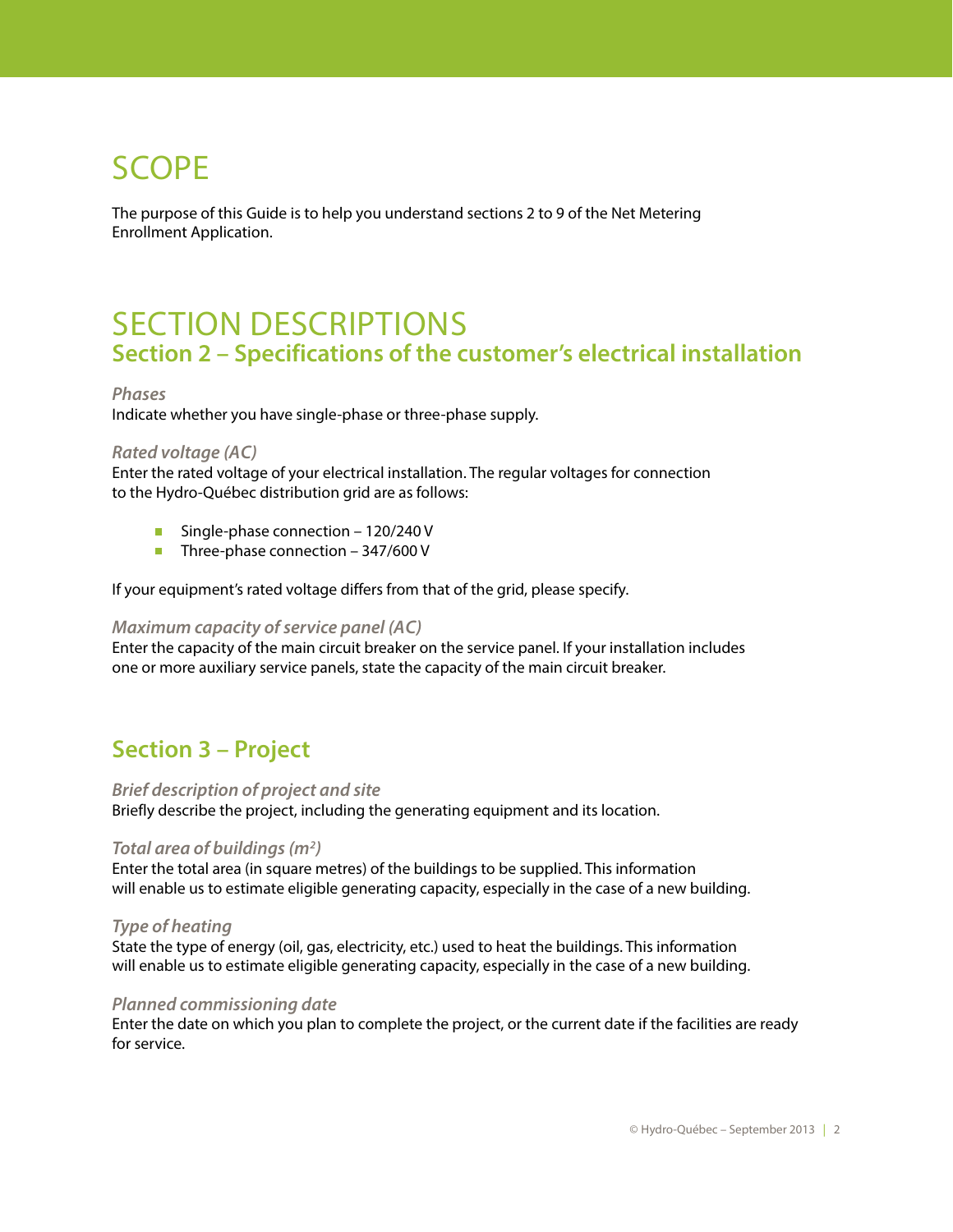# SCOPE

The purpose of this Guide is to help you understand sections 2 to 9 of the Net Metering Enrollment Application.

# SECTION DESCRIPTIONS

## Section 2 – Specifications of the customer's electrical installation

### *Phases*

Indicate whether you have single-phase or three-phase supply.

### *Rated voltage (AC)*

Enter the rated voltage of your electrical installation. The regular voltages for connection to the Hydro-Québec distribution grid are as follows:

- Single-phase connection – 120/240 V
- Three-phase connection – 347/600 V

If your equipment's rated voltage differs from that of the grid, please specify.

### *Maximum capacity of service panel (AC)*

Enter the capacity of the main circuit breaker on the service panel. If your installation includes one or more auxiliary service panels, state the capacity of the main circuit breaker.

## Section 3 – Project

### *Brief description of project and site*

Briefly describe the project, including the generating equipment and its location.

### *Total area of buildings ($m^2$)*

Enter the total area (in square metres) of the buildings to be supplied. This information will enable us to estimate eligible generating capacity, especially in the case of a new building.

### *Type of heating*

State the type of energy (oil, gas, electricity, etc.) used to heat the buildings. This information will enable us to estimate eligible generating capacity, especially in the case of a new building.

### *Planned commissioning date*

Enter the date on which you plan to complete the project, or the current date if the facilities are ready for service.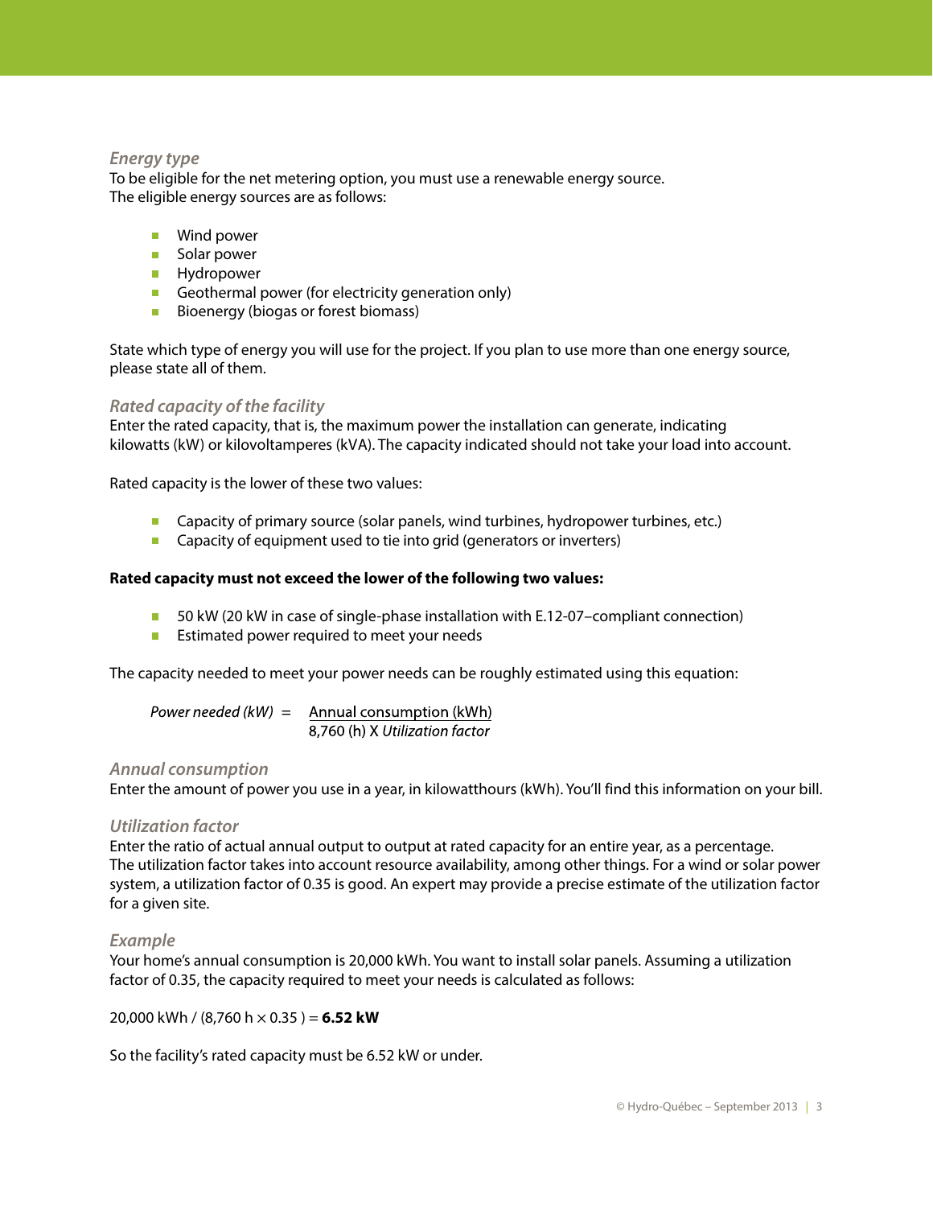### *Energy type*

To be eligible for the net metering option, you must use a renewable energy source.
The eligible energy sources are as follows:

- Wind power
- Solar power
- Hydropower
- Geothermal power (for electricity generation only)
- Bioenergy (biogas or forest biomass)

State which type of energy you will use for the project. If you plan to use more than one energy source, please state all of them.

### *Rated capacity of the facility*

Enter the rated capacity, that is, the maximum power the installation can generate, indicating kilowatts (kW) or kilovoltamperes (kVA). The capacity indicated should not take your load into account.

Rated capacity is the lower of these two values:

- Capacity of primary source (solar panels, wind turbines, hydropower turbines, etc.)
- Capacity of equipment used to tie into grid (generators or inverters)

**Rated capacity must not exceed the lower of the following two values:**

- 50 kW (20 kW in case of single-phase installation with E.12-07–compliant connection)
- Estimated power required to meet your needs

The capacity needed to meet your power needs can be roughly estimated using this equation:

$$\textit{Power needed (kW)} = \frac{\text{Annual consumption (kWh)}}{8{,}760\ \text{(h)} \times \textit{Utilization factor}}$$

### *Annual consumption*

Enter the amount of power you use in a year, in kilowatthours (kWh). You'll find this information on your bill.

### *Utilization factor*

Enter the ratio of actual annual output to output at rated capacity for an entire year, as a percentage. The utilization factor takes into account resource availability, among other things. For a wind or solar power system, a utilization factor of 0.35 is good. An expert may provide a precise estimate of the utilization factor for a given site.

### *Example*

Your home's annual consumption is 20,000 kWh. You want to install solar panels. Assuming a utilization factor of 0.35, the capacity required to meet your needs is calculated as follows:

20,000 kWh / (8,760 h × 0.35 ) = **6.52 kW**

So the facility's rated capacity must be 6.52 kW or under.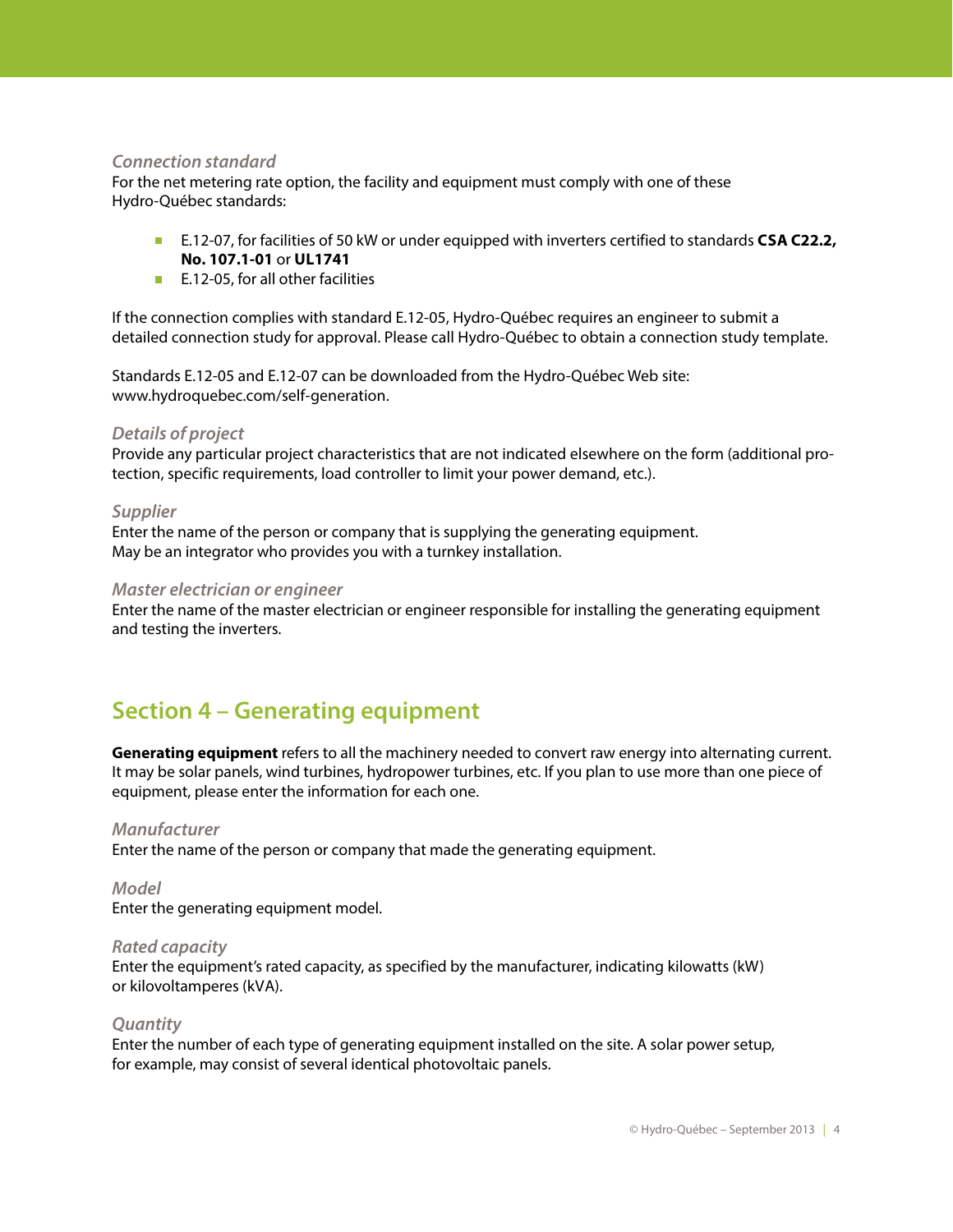### *Connection standard*

For the net metering rate option, the facility and equipment must comply with one of these Hydro-Québec standards:

- E.12-07, for facilities of 50 kW or under equipped with inverters certified to standards **CSA C22.2, No. 107.1-01** or **UL1741**
- E.12-05, for all other facilities

If the connection complies with standard E.12-05, Hydro-Québec requires an engineer to submit a detailed connection study for approval. Please call Hydro-Québec to obtain a connection study template.

Standards E.12-05 and E.12-07 can be downloaded from the Hydro-Québec Web site: www.hydroquebec.com/self-generation.

### *Details of project*

Provide any particular project characteristics that are not indicated elsewhere on the form (additional protection, specific requirements, load controller to limit your power demand, etc.).

### *Supplier*

Enter the name of the person or company that is supplying the generating equipment. May be an integrator who provides you with a turnkey installation.

### *Master electrician or engineer*

Enter the name of the master electrician or engineer responsible for installing the generating equipment and testing the inverters.

## Section 4 – Generating equipment

**Generating equipment** refers to all the machinery needed to convert raw energy into alternating current. It may be solar panels, wind turbines, hydropower turbines, etc. If you plan to use more than one piece of equipment, please enter the information for each one.

### *Manufacturer*

Enter the name of the person or company that made the generating equipment.

### *Model*

Enter the generating equipment model.

### *Rated capacity*

Enter the equipment's rated capacity, as specified by the manufacturer, indicating kilowatts (kW) or kilovoltamperes (kVA).

### *Quantity*

Enter the number of each type of generating equipment installed on the site. A solar power setup, for example, may consist of several identical photovoltaic panels.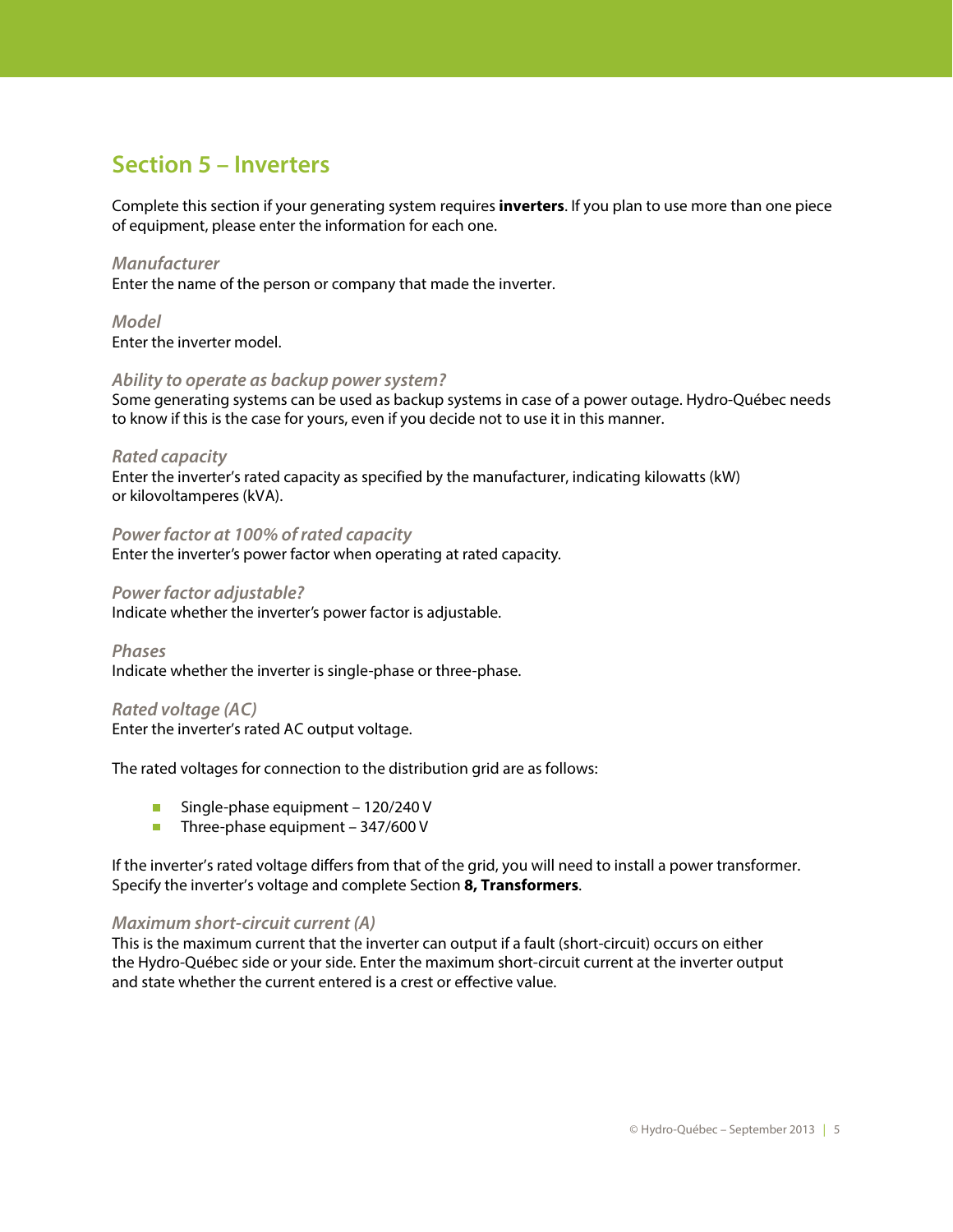## Section 5 – Inverters

Complete this section if your generating system requires **inverters**. If you plan to use more than one piece of equipment, please enter the information for each one.

### *Manufacturer*

Enter the name of the person or company that made the inverter.

### *Model*

Enter the inverter model.

### *Ability to operate as backup power system?*

Some generating systems can be used as backup systems in case of a power outage. Hydro-Québec needs to know if this is the case for yours, even if you decide not to use it in this manner.

### *Rated capacity*

Enter the inverter's rated capacity as specified by the manufacturer, indicating kilowatts (kW) or kilovoltamperes (kVA).

### *Power factor at 100% of rated capacity*

Enter the inverter's power factor when operating at rated capacity.

### *Power factor adjustable?*

Indicate whether the inverter's power factor is adjustable.

### *Phases*

Indicate whether the inverter is single-phase or three-phase.

### *Rated voltage (AC)*

Enter the inverter's rated AC output voltage.

The rated voltages for connection to the distribution grid are as follows:

- Single-phase equipment – 120/240 V
- Three-phase equipment – 347/600 V

If the inverter's rated voltage differs from that of the grid, you will need to install a power transformer. Specify the inverter's voltage and complete Section **8, Transformers**.

### *Maximum short-circuit current (A)*

This is the maximum current that the inverter can output if a fault (short-circuit) occurs on either the Hydro-Québec side or your side. Enter the maximum short-circuit current at the inverter output and state whether the current entered is a crest or effective value.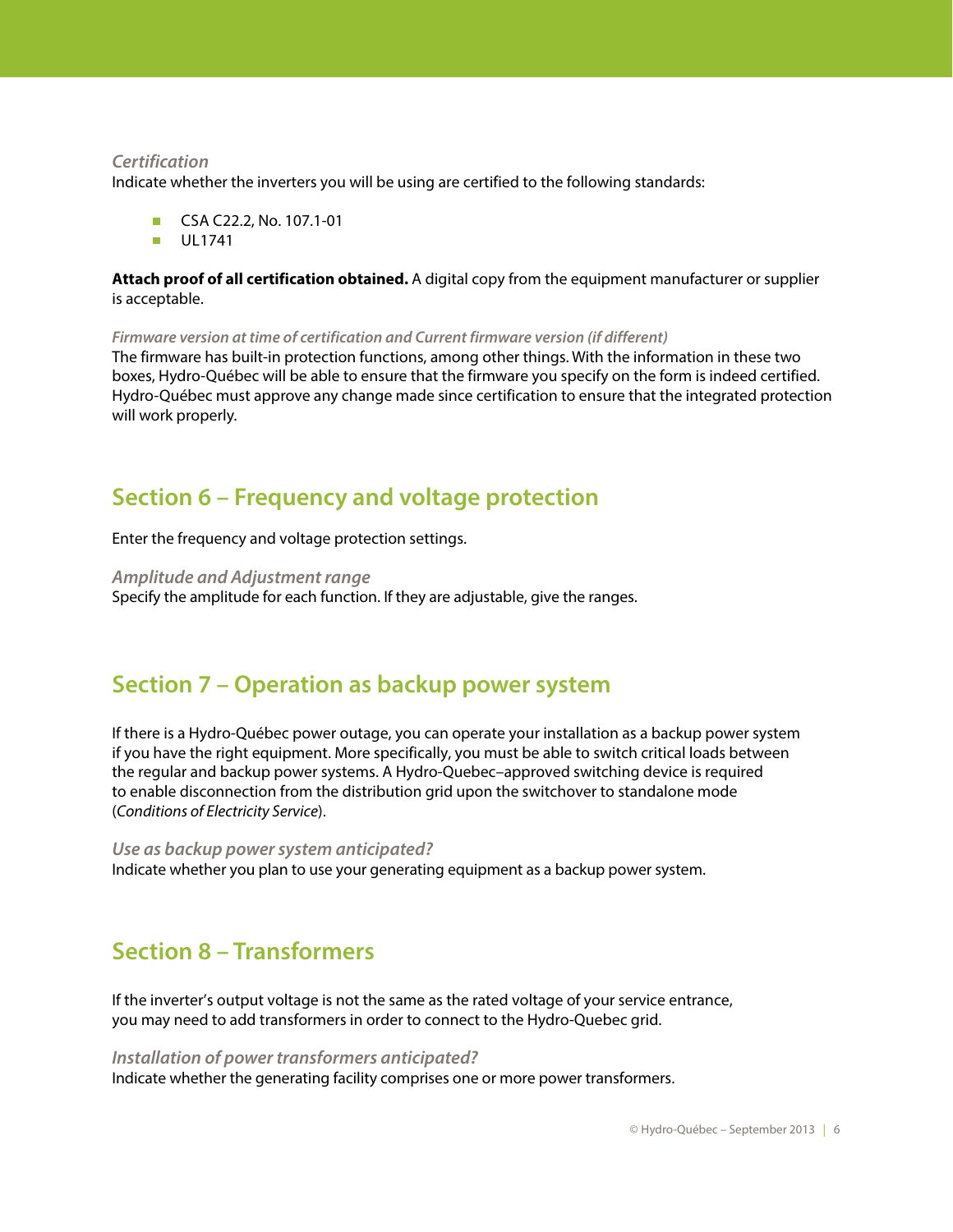### Certification

Indicate whether the inverters you will be using are certified to the following standards:

- CSA C22.2, No. 107.1-01
- UL1741

**Attach proof of all certification obtained.** A digital copy from the equipment manufacturer or supplier is acceptable.

#### *Firmware version at time of certification and Current firmware version (if different)*

The firmware has built-in protection functions, among other things. With the information in these two boxes, Hydro-Québec will be able to ensure that the firmware you specify on the form is indeed certified. Hydro-Québec must approve any change made since certification to ensure that the integrated protection will work properly.

## Section 6 – Frequency and voltage protection

Enter the frequency and voltage protection settings.

### *Amplitude and Adjustment range*

Specify the amplitude for each function. If they are adjustable, give the ranges.

## Section 7 – Operation as backup power system

If there is a Hydro-Québec power outage, you can operate your installation as a backup power system if you have the right equipment. More specifically, you must be able to switch critical loads between the regular and backup power systems. A Hydro-Quebec–approved switching device is required to enable disconnection from the distribution grid upon the switchover to standalone mode (*Conditions of Electricity Service*).

### *Use as backup power system anticipated?*

Indicate whether you plan to use your generating equipment as a backup power system.

## Section 8 – Transformers

If the inverter's output voltage is not the same as the rated voltage of your service entrance, you may need to add transformers in order to connect to the Hydro-Quebec grid.

### *Installation of power transformers anticipated?*

Indicate whether the generating facility comprises one or more power transformers.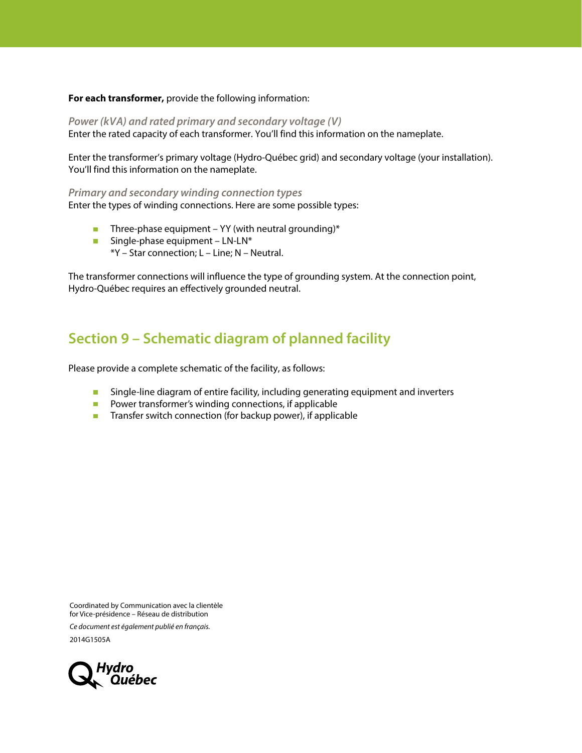**For each transformer,** provide the following information:

*Power (kVA) and rated primary and secondary voltage (V)*
Enter the rated capacity of each transformer. You'll find this information on the nameplate.

Enter the transformer's primary voltage (Hydro-Québec grid) and secondary voltage (your installation). You'll find this information on the nameplate.

*Primary and secondary winding connection types*
Enter the types of winding connections. Here are some possible types:

- Three-phase equipment – YY (with neutral grounding)*
- Single-phase equipment – LN-LN*
  *Y – Star connection; L – Line; N – Neutral.

The transformer connections will influence the type of grounding system. At the connection point, Hydro-Québec requires an effectively grounded neutral.

## Section 9 – Schematic diagram of planned facility

Please provide a complete schematic of the facility, as follows:

- Single-line diagram of entire facility, including generating equipment and inverters
- Power transformer's winding connections, if applicable
- Transfer switch connection (for backup power), if applicable

Coordinated by Communication avec la clientèle
for Vice-présidence – Réseau de distribution

*Ce document est également publié en français.*

2014G1505A

Hydro Québec